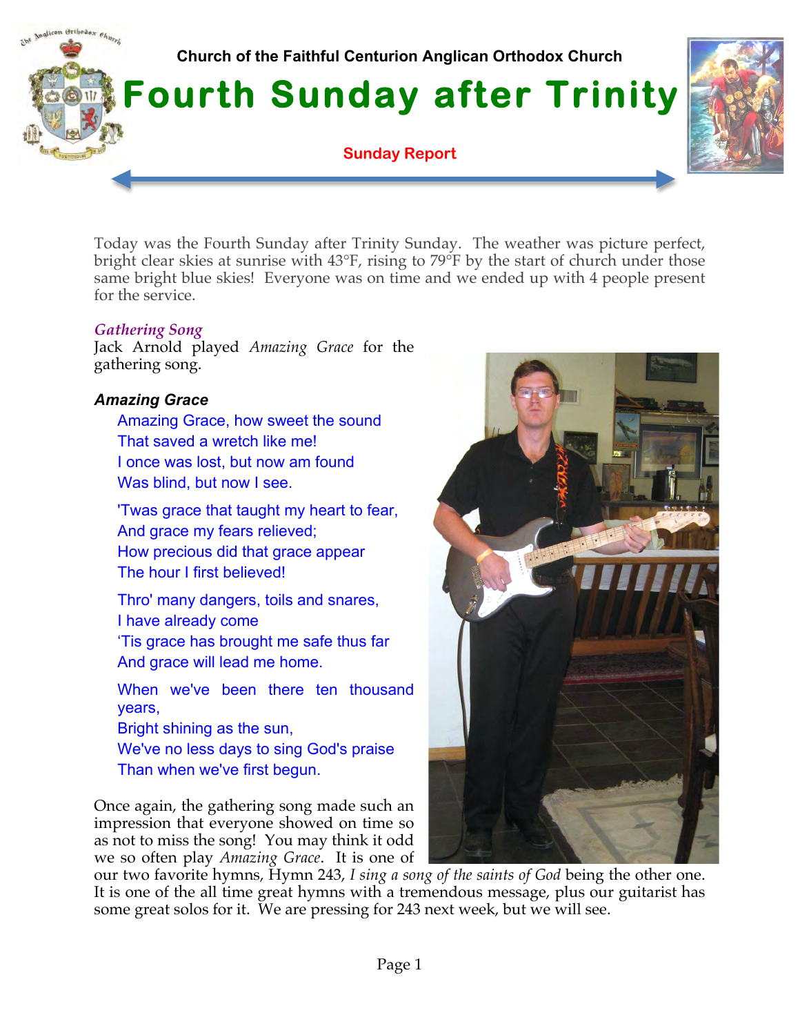Church of the Faithful Centurion Anglican Orthodox Church

# Fourth Sunday after Trinity

**Sunday Report**

Today was the Fourth Sunday after Trinity Sunday. The weather was picture perfect, bright clear skies at sunrise with 43°F, rising to 79°F by the start of church under those same bright blue skies! Everyone was on time and we ended up with 4 people present for the service.

### *Gathering Song*

Jack Arnold played *Amazing Grace* for the gathering song.

#### ***Amazing Grace***

Amazing Grace, how sweet the sound
That saved a wretch like me!
I once was lost, but now am found
Was blind, but now I see.

'Twas grace that taught my heart to fear,
And grace my fears relieved;
How precious did that grace appear
The hour I first believed!

Thro' many dangers, toils and snares,
I have already come
'Tis grace has brought me safe thus far
And grace will lead me home.

When we've been there ten thousand years,
Bright shining as the sun,
We've no less days to sing God's praise
Than when we've first begun.

Once again, the gathering song made such an impression that everyone showed on time so as not to miss the song! You may think it odd we so often play *Amazing Grace*. It is one of our two favorite hymns, Hymn 243, *I sing a song of the saints of God* being the other one. It is one of the all time great hymns with a tremendous message, plus our guitarist has some great solos for it. We are pressing for 243 next week, but we will see.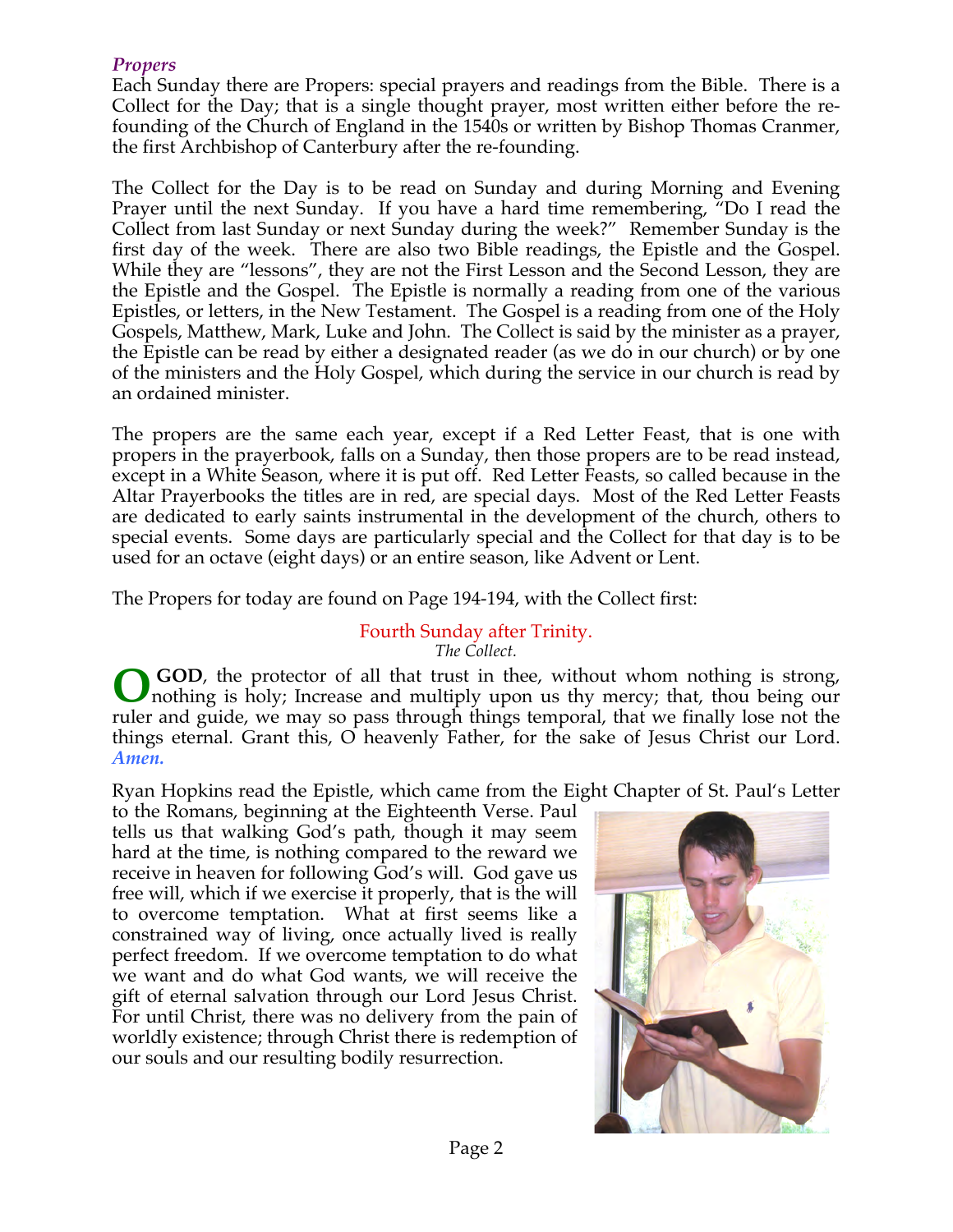### *Propers*

Each Sunday there are Propers: special prayers and readings from the Bible. There is a Collect for the Day; that is a single thought prayer, most written either before the re-founding of the Church of England in the 1540s or written by Bishop Thomas Cranmer, the first Archbishop of Canterbury after the re-founding.

The Collect for the Day is to be read on Sunday and during Morning and Evening Prayer until the next Sunday. If you have a hard time remembering, "Do I read the Collect from last Sunday or next Sunday during the week?" Remember Sunday is the first day of the week. There are also two Bible readings, the Epistle and the Gospel. While they are "lessons", they are not the First Lesson and the Second Lesson, they are the Epistle and the Gospel. The Epistle is normally a reading from one of the various Epistles, or letters, in the New Testament. The Gospel is a reading from one of the Holy Gospels, Matthew, Mark, Luke and John. The Collect is said by the minister as a prayer, the Epistle can be read by either a designated reader (as we do in our church) or by one of the ministers and the Holy Gospel, which during the service in our church is read by an ordained minister.

The propers are the same each year, except if a Red Letter Feast, that is one with propers in the prayerbook, falls on a Sunday, then those propers are to be read instead, except in a White Season, where it is put off. Red Letter Feasts, so called because in the Altar Prayerbooks the titles are in red, are special days. Most of the Red Letter Feasts are dedicated to early saints instrumental in the development of the church, others to special events. Some days are particularly special and the Collect for that day is to be used for an octave (eight days) or an entire season, like Advent or Lent.

The Propers for today are found on Page 194-194, with the Collect first:

## Fourth Sunday after Trinity.

*The Collect.*

**O GOD**, the protector of all that trust in thee, without whom nothing is strong, nothing is holy; Increase and multiply upon us thy mercy; that, thou being our ruler and guide, we may so pass through things temporal, that we finally lose not the things eternal. Grant this, O heavenly Father, for the sake of Jesus Christ our Lord. ***Amen.***

Ryan Hopkins read the Epistle, which came from the Eight Chapter of St. Paul's Letter to the Romans, beginning at the Eighteenth Verse. Paul tells us that walking God's path, though it may seem hard at the time, is nothing compared to the reward we receive in heaven for following God's will. God gave us free will, which if we exercise it properly, that is the will to overcome temptation. What at first seems like a constrained way of living, once actually lived is really perfect freedom. If we overcome temptation to do what we want and do what God wants, we will receive the gift of eternal salvation through our Lord Jesus Christ. For until Christ, there was no delivery from the pain of worldly existence; through Christ there is redemption of our souls and our resulting bodily resurrection.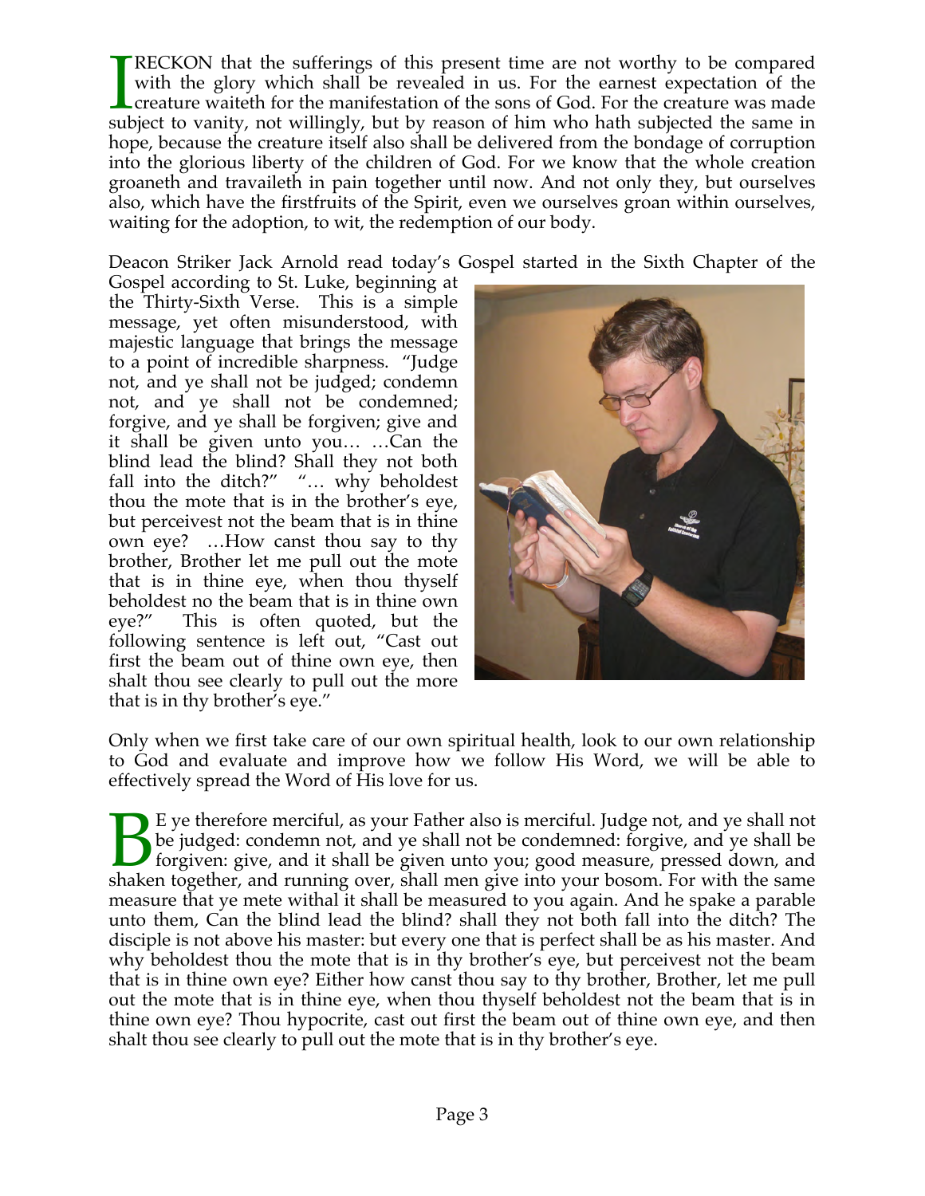I RECKON that the sufferings of this present time are not worthy to be compared with the glory which shall be revealed in us. For the earnest expectation of the creature waiteth for the manifestation of the sons of God. For the creature was made subject to vanity, not willingly, but by reason of him who hath subjected the same in hope, because the creature itself also shall be delivered from the bondage of corruption into the glorious liberty of the children of God. For we know that the whole creation groaneth and travaileth in pain together until now. And not only they, but ourselves also, which have the firstfruits of the Spirit, even we ourselves groan within ourselves, waiting for the adoption, to wit, the redemption of our body.

Deacon Striker Jack Arnold read today's Gospel started in the Sixth Chapter of the Gospel according to St. Luke, beginning at the Thirty-Sixth Verse. This is a simple message, yet often misunderstood, with majestic language that brings the message to a point of incredible sharpness. "Judge not, and ye shall not be judged; condemn not, and ye shall not be condemned; forgive, and ye shall be forgiven; give and it shall be given unto you… …Can the blind lead the blind? Shall they not both fall into the ditch?" "… why beholdest thou the mote that is in the brother's eye, but perceivest not the beam that is in thine own eye? …How canst thou say to thy brother, Brother let me pull out the mote that is in thine eye, when thou thyself beholdest no the beam that is in thine own eye?" This is often quoted, but the following sentence is left out, "Cast out first the beam out of thine own eye, then shalt thou see clearly to pull out the more that is in thy brother's eye."

Only when we first take care of our own spiritual health, look to our own relationship to God and evaluate and improve how we follow His Word, we will be able to effectively spread the Word of His love for us.

BE ye therefore merciful, as your Father also is merciful. Judge not, and ye shall not be judged: condemn not, and ye shall not be condemned: forgive, and ye shall be forgiven: give, and it shall be given unto you; good measure, pressed down, and shaken together, and running over, shall men give into your bosom. For with the same measure that ye mete withal it shall be measured to you again. And he spake a parable unto them, Can the blind lead the blind? shall they not both fall into the ditch? The disciple is not above his master: but every one that is perfect shall be as his master. And why beholdest thou the mote that is in thy brother's eye, but perceivest not the beam that is in thine own eye? Either how canst thou say to thy brother, Brother, let me pull out the mote that is in thine eye, when thou thyself beholdest not the beam that is in thine own eye? Thou hypocrite, cast out first the beam out of thine own eye, and then shalt thou see clearly to pull out the mote that is in thy brother's eye.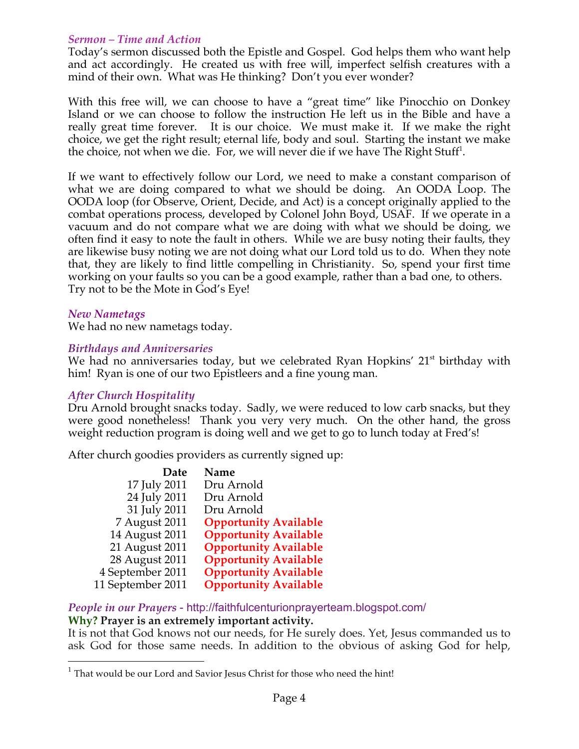### *Sermon – Time and Action*

Today's sermon discussed both the Epistle and Gospel. God helps them who want help and act accordingly. He created us with free will, imperfect selfish creatures with a mind of their own. What was He thinking? Don't you ever wonder?

With this free will, we can choose to have a "great time" like Pinocchio on Donkey Island or we can choose to follow the instruction He left us in the Bible and have a really great time forever. It is our choice. We must make it. If we make the right choice, we get the right result; eternal life, body and soul. Starting the instant we make the choice, not when we die. For, we will never die if we have The Right Stuff[1].

If we want to effectively follow our Lord, we need to make a constant comparison of what we are doing compared to what we should be doing. An OODA Loop. The OODA loop (for Observe, Orient, Decide, and Act) is a concept originally applied to the combat operations process, developed by Colonel John Boyd, USAF. If we operate in a vacuum and do not compare what we are doing with what we should be doing, we often find it easy to note the fault in others. While we are busy noting their faults, they are likewise busy noting we are not doing what our Lord told us to do. When they note that, they are likely to find little compelling in Christianity. So, spend your first time working on your faults so you can be a good example, rather than a bad one, to others. Try not to be the Mote in God's Eye!

### *New Nametags*

We had no new nametags today.

### *Birthdays and Anniversaries*

We had no anniversaries today, but we celebrated Ryan Hopkins' 21st birthday with him! Ryan is one of our two Epistleers and a fine young man.

### *After Church Hospitality*

Dru Arnold brought snacks today. Sadly, we were reduced to low carb snacks, but they were good nonetheless! Thank you very very much. On the other hand, the gross weight reduction program is doing well and we get to go to lunch today at Fred's!

After church goodies providers as currently signed up:

| Date | Name |
|---:|---|
| 17 July 2011 | Dru Arnold |
| 24 July 2011 | Dru Arnold |
| 31 July 2011 | Dru Arnold |
| 7 August 2011 | **Opportunity Available** |
| 14 August 2011 | **Opportunity Available** |
| 21 August 2011 | **Opportunity Available** |
| 28 August 2011 | **Opportunity Available** |
| 4 September 2011 | **Opportunity Available** |
| 11 September 2011 | **Opportunity Available** |

### *People in our Prayers* - http://faithfulcenturionprayerteam.blogspot.com/

**Why? Prayer is an extremely important activity.**

It is not that God knows not our needs, for He surely does. Yet, Jesus commanded us to ask God for those same needs. In addition to the obvious of asking God for help,

---

[1] That would be our Lord and Savior Jesus Christ for those who need the hint!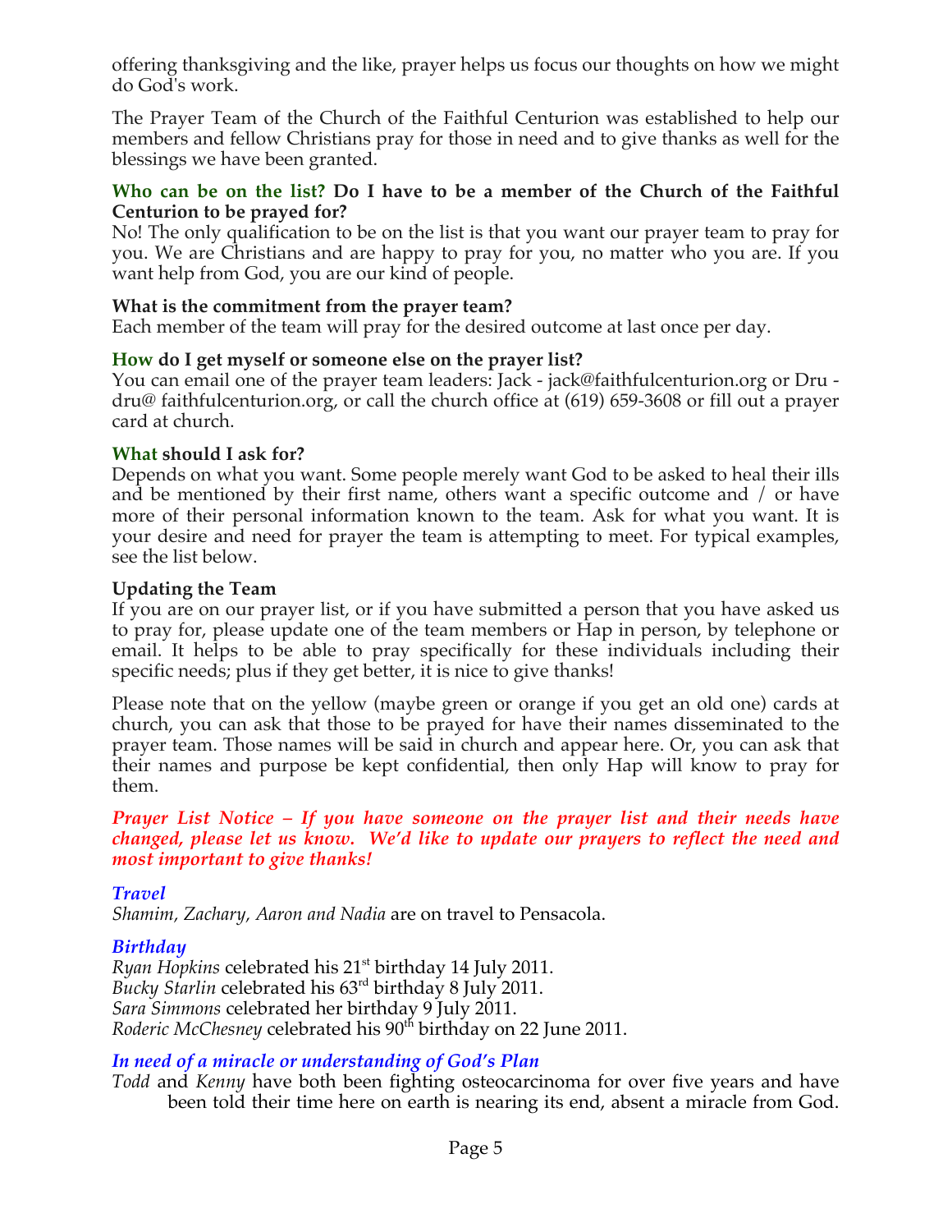offering thanksgiving and the like, prayer helps us focus our thoughts on how we might do God's work.

The Prayer Team of the Church of the Faithful Centurion was established to help our members and fellow Christians pray for those in need and to give thanks as well for the blessings we have been granted.

**Who can be on the list? Do I have to be a member of the Church of the Faithful Centurion to be prayed for?**
No! The only qualification to be on the list is that you want our prayer team to pray for you. We are Christians and are happy to pray for you, no matter who you are. If you want help from God, you are our kind of people.

**What is the commitment from the prayer team?**
Each member of the team will pray for the desired outcome at last once per day.

**How do I get myself or someone else on the prayer list?**
You can email one of the prayer team leaders: Jack - jack@faithfulcenturion.org or Dru - dru@ faithfulcenturion.org, or call the church office at (619) 659-3608 or fill out a prayer card at church.

**What should I ask for?**
Depends on what you want. Some people merely want God to be asked to heal their ills and be mentioned by their first name, others want a specific outcome and / or have more of their personal information known to the team. Ask for what you want. It is your desire and need for prayer the team is attempting to meet. For typical examples, see the list below.

**Updating the Team**
If you are on our prayer list, or if you have submitted a person that you have asked us to pray for, please update one of the team members or Hap in person, by telephone or email. It helps to be able to pray specifically for these individuals including their specific needs; plus if they get better, it is nice to give thanks!

Please note that on the yellow (maybe green or orange if you get an old one) cards at church, you can ask that those to be prayed for have their names disseminated to the prayer team. Those names will be said in church and appear here. Or, you can ask that their names and purpose be kept confidential, then only Hap will know to pray for them.

***Prayer List Notice – If you have someone on the prayer list and their needs have changed, please let us know. We'd like to update our prayers to reflect the need and most important to give thanks!***

***Travel***
*Shamim, Zachary, Aaron and Nadia* are on travel to Pensacola.

***Birthday***
*Ryan Hopkins* celebrated his 21st birthday 14 July 2011.
*Bucky Starlin* celebrated his 63rd birthday 8 July 2011.
*Sara Simmons* celebrated her birthday 9 July 2011.
*Roderic McChesney* celebrated his 90th birthday on 22 June 2011.

***In need of a miracle or understanding of God's Plan***
*Todd* and *Kenny* have both been fighting osteocarcinoma for over five years and have been told their time here on earth is nearing its end, absent a miracle from God.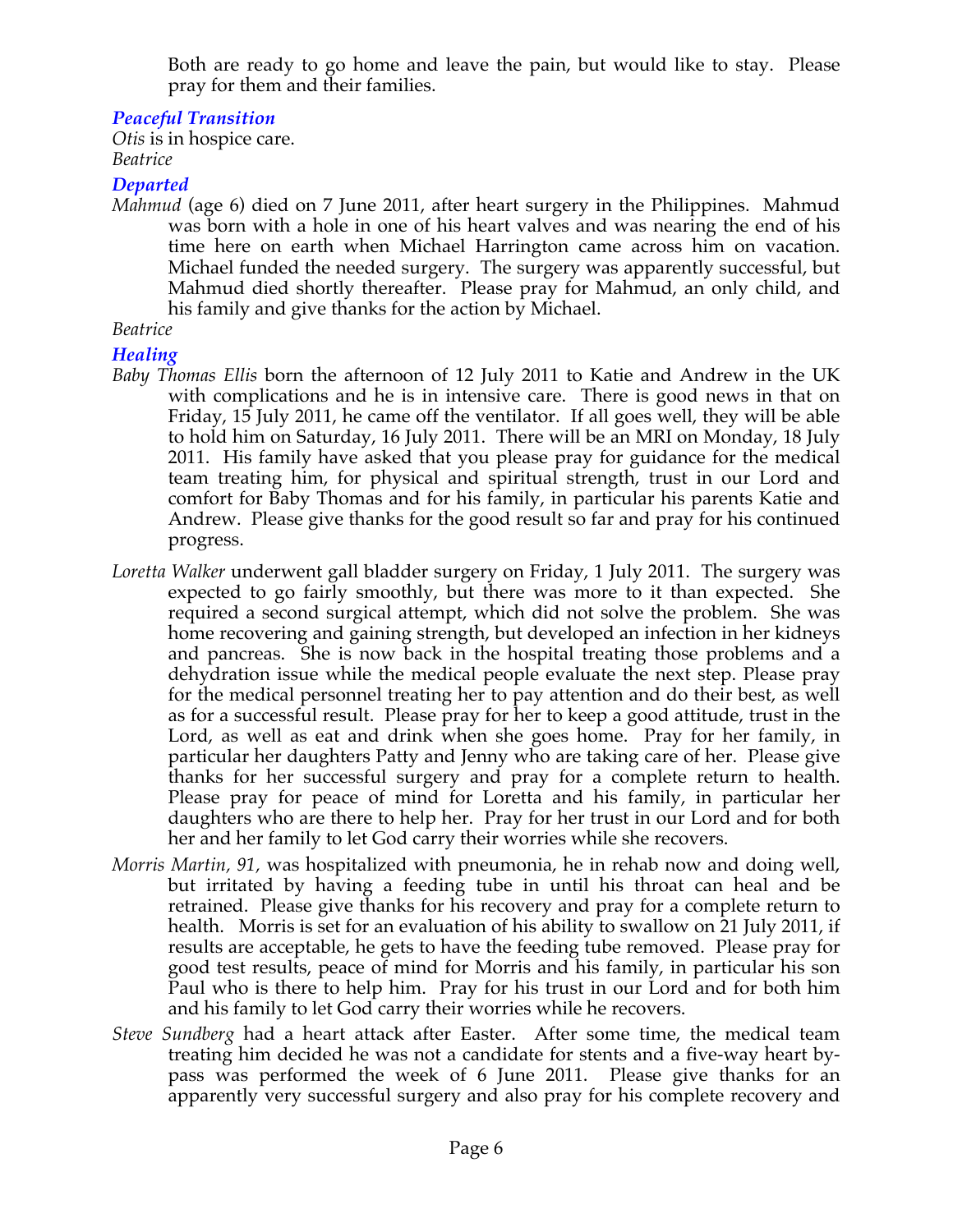Both are ready to go home and leave the pain, but would like to stay. Please pray for them and their families.

### *Peaceful Transition*

*Otis* is in hospice care.

*Beatrice*

### *Departed*

*Mahmud* (age 6) died on 7 June 2011, after heart surgery in the Philippines. Mahmud was born with a hole in one of his heart valves and was nearing the end of his time here on earth when Michael Harrington came across him on vacation. Michael funded the needed surgery. The surgery was apparently successful, but Mahmud died shortly thereafter. Please pray for Mahmud, an only child, and his family and give thanks for the action by Michael.

*Beatrice*

### *Healing*

*Baby Thomas Ellis* born the afternoon of 12 July 2011 to Katie and Andrew in the UK with complications and he is in intensive care. There is good news in that on Friday, 15 July 2011, he came off the ventilator. If all goes well, they will be able to hold him on Saturday, 16 July 2011. There will be an MRI on Monday, 18 July 2011. His family have asked that you please pray for guidance for the medical team treating him, for physical and spiritual strength, trust in our Lord and comfort for Baby Thomas and for his family, in particular his parents Katie and Andrew. Please give thanks for the good result so far and pray for his continued progress.

*Loretta Walker* underwent gall bladder surgery on Friday, 1 July 2011. The surgery was expected to go fairly smoothly, but there was more to it than expected. She required a second surgical attempt, which did not solve the problem. She was home recovering and gaining strength, but developed an infection in her kidneys and pancreas. She is now back in the hospital treating those problems and a dehydration issue while the medical people evaluate the next step. Please pray for the medical personnel treating her to pay attention and do their best, as well as for a successful result. Please pray for her to keep a good attitude, trust in the Lord, as well as eat and drink when she goes home. Pray for her family, in particular her daughters Patty and Jenny who are taking care of her. Please give thanks for her successful surgery and pray for a complete return to health. Please pray for peace of mind for Loretta and his family, in particular her daughters who are there to help her. Pray for her trust in our Lord and for both her and her family to let God carry their worries while she recovers.

*Morris Martin, 91,* was hospitalized with pneumonia, he in rehab now and doing well, but irritated by having a feeding tube in until his throat can heal and be retrained. Please give thanks for his recovery and pray for a complete return to health. Morris is set for an evaluation of his ability to swallow on 21 July 2011, if results are acceptable, he gets to have the feeding tube removed. Please pray for good test results, peace of mind for Morris and his family, in particular his son Paul who is there to help him. Pray for his trust in our Lord and for both him and his family to let God carry their worries while he recovers.

*Steve Sundberg* had a heart attack after Easter. After some time, the medical team treating him decided he was not a candidate for stents and a five-way heart by-pass was performed the week of 6 June 2011. Please give thanks for an apparently very successful surgery and also pray for his complete recovery and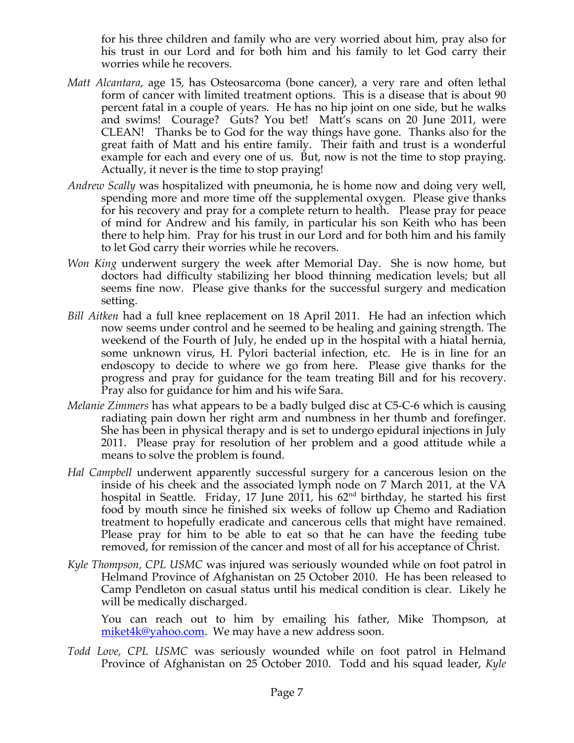for his three children and family who are very worried about him, pray also for his trust in our Lord and for both him and his family to let God carry their worries while he recovers.

- *Matt Alcantara*, age 15, has Osteosarcoma (bone cancer), a very rare and often lethal form of cancer with limited treatment options. This is a disease that is about 90 percent fatal in a couple of years. He has no hip joint on one side, but he walks and swims! Courage? Guts? You bet! Matt's scans on 20 June 2011, were CLEAN! Thanks be to God for the way things have gone. Thanks also for the great faith of Matt and his entire family. Their faith and trust is a wonderful example for each and every one of us. But, now is not the time to stop praying. Actually, it never is the time to stop praying!
- *Andrew Scally* was hospitalized with pneumonia, he is home now and doing very well, spending more and more time off the supplemental oxygen. Please give thanks for his recovery and pray for a complete return to health. Please pray for peace of mind for Andrew and his family, in particular his son Keith who has been there to help him. Pray for his trust in our Lord and for both him and his family to let God carry their worries while he recovers.
- *Won King* underwent surgery the week after Memorial Day. She is now home, but doctors had difficulty stabilizing her blood thinning medication levels; but all seems fine now. Please give thanks for the successful surgery and medication setting.
- *Bill Aitken* had a full knee replacement on 18 April 2011. He had an infection which now seems under control and he seemed to be healing and gaining strength. The weekend of the Fourth of July, he ended up in the hospital with a hiatal hernia, some unknown virus, H. Pylori bacterial infection, etc. He is in line for an endoscopy to decide to where we go from here. Please give thanks for the progress and pray for guidance for the team treating Bill and for his recovery. Pray also for guidance for him and his wife Sara.
- *Melanie Zimmers* has what appears to be a badly bulged disc at C5-C-6 which is causing radiating pain down her right arm and numbness in her thumb and forefinger. She has been in physical therapy and is set to undergo epidural injections in July 2011. Please pray for resolution of her problem and a good attitude while a means to solve the problem is found.
- *Hal Campbell* underwent apparently successful surgery for a cancerous lesion on the inside of his cheek and the associated lymph node on 7 March 2011, at the VA hospital in Seattle. Friday, 17 June 2011, his 62nd birthday, he started his first food by mouth since he finished six weeks of follow up Chemo and Radiation treatment to hopefully eradicate and cancerous cells that might have remained. Please pray for him to be able to eat so that he can have the feeding tube removed, for remission of the cancer and most of all for his acceptance of Christ.
- *Kyle Thompson, CPL USMC* was injured was seriously wounded while on foot patrol in Helmand Province of Afghanistan on 25 October 2010. He has been released to Camp Pendleton on casual status until his medical condition is clear. Likely he will be medically discharged.

  You can reach out to him by emailing his father, Mike Thompson, at miket4k@yahoo.com. We may have a new address soon.
- *Todd Love, CPL USMC* was seriously wounded while on foot patrol in Helmand Province of Afghanistan on 25 October 2010. Todd and his squad leader, *Kyle*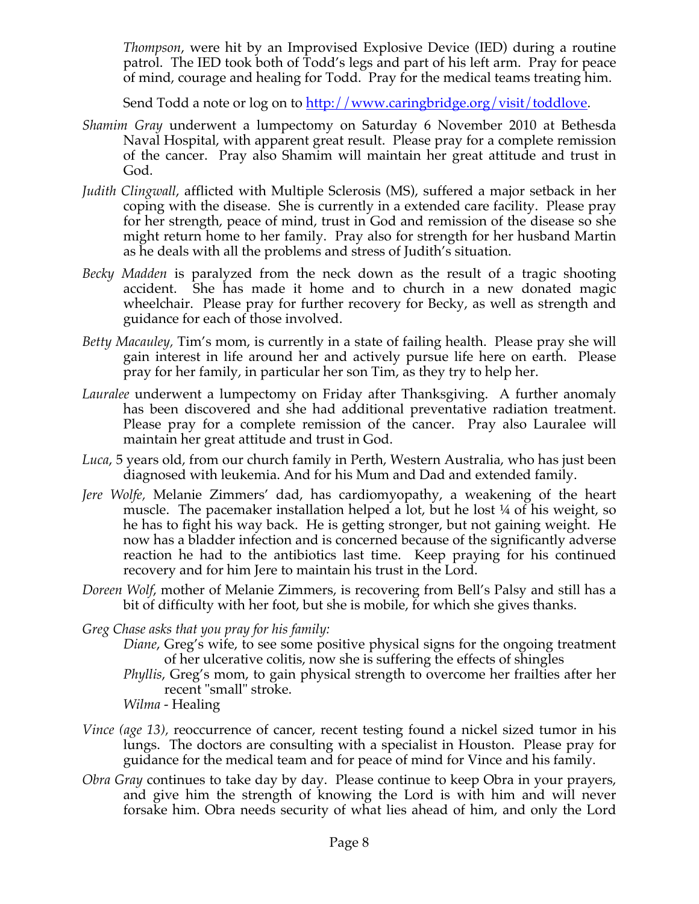*Thompson*, were hit by an Improvised Explosive Device (IED) during a routine patrol. The IED took both of Todd's legs and part of his left arm. Pray for peace of mind, courage and healing for Todd. Pray for the medical teams treating him.

Send Todd a note or log on to [http://www.caringbridge.org/visit/toddlove](http://www.caringbridge.org/visit/toddlove).

- *Shamim Gray* underwent a lumpectomy on Saturday 6 November 2010 at Bethesda Naval Hospital, with apparent great result. Please pray for a complete remission of the cancer. Pray also Shamim will maintain her great attitude and trust in God.
- *Judith Clingwall*, afflicted with Multiple Sclerosis (MS), suffered a major setback in her coping with the disease. She is currently in a extended care facility. Please pray for her strength, peace of mind, trust in God and remission of the disease so she might return home to her family. Pray also for strength for her husband Martin as he deals with all the problems and stress of Judith's situation.
- *Becky Madden* is paralyzed from the neck down as the result of a tragic shooting accident. She has made it home and to church in a new donated magic wheelchair. Please pray for further recovery for Becky, as well as strength and guidance for each of those involved.
- *Betty Macauley*, Tim's mom, is currently in a state of failing health. Please pray she will gain interest in life around her and actively pursue life here on earth. Please pray for her family, in particular her son Tim, as they try to help her.
- *Lauralee* underwent a lumpectomy on Friday after Thanksgiving. A further anomaly has been discovered and she had additional preventative radiation treatment. Please pray for a complete remission of the cancer. Pray also Lauralee will maintain her great attitude and trust in God.
- *Luca*, 5 years old, from our church family in Perth, Western Australia, who has just been diagnosed with leukemia. And for his Mum and Dad and extended family.
- *Jere Wolfe*, Melanie Zimmers' dad, has cardiomyopathy, a weakening of the heart muscle. The pacemaker installation helped a lot, but he lost ¼ of his weight, so he has to fight his way back. He is getting stronger, but not gaining weight. He now has a bladder infection and is concerned because of the significantly adverse reaction he had to the antibiotics last time. Keep praying for his continued recovery and for him Jere to maintain his trust in the Lord.
- *Doreen Wolf*, mother of Melanie Zimmers, is recovering from Bell's Palsy and still has a bit of difficulty with her foot, but she is mobile, for which she gives thanks.
- *Greg Chase asks that you pray for his family:*
  - *Diane*, Greg's wife, to see some positive physical signs for the ongoing treatment of her ulcerative colitis, now she is suffering the effects of shingles
  - *Phyllis*, Greg's mom, to gain physical strength to overcome her frailties after her recent "small" stroke.
  - *Wilma* - Healing
- *Vince (age 13)*, reoccurrence of cancer, recent testing found a nickel sized tumor in his lungs. The doctors are consulting with a specialist in Houston. Please pray for guidance for the medical team and for peace of mind for Vince and his family.
- *Obra Gray* continues to take day by day. Please continue to keep Obra in your prayers, and give him the strength of knowing the Lord is with him and will never forsake him. Obra needs security of what lies ahead of him, and only the Lord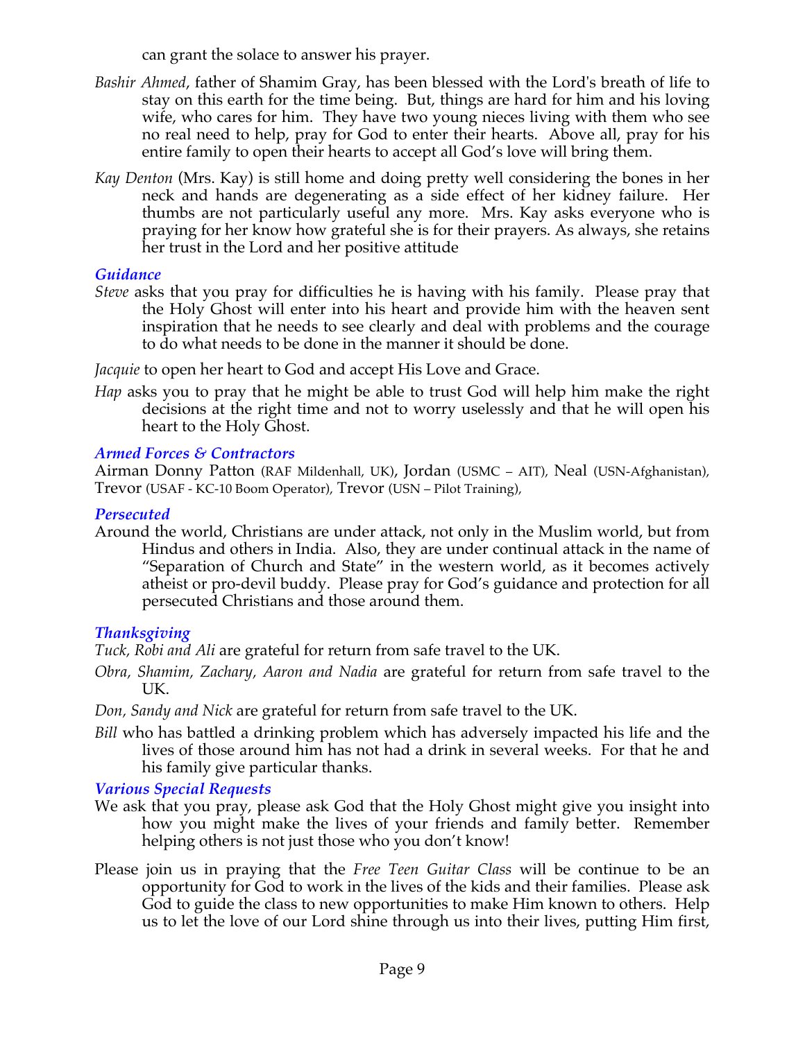can grant the solace to answer his prayer.

*Bashir Ahmed*, father of Shamim Gray, has been blessed with the Lord's breath of life to stay on this earth for the time being. But, things are hard for him and his loving wife, who cares for him. They have two young nieces living with them who see no real need to help, pray for God to enter their hearts. Above all, pray for his entire family to open their hearts to accept all God's love will bring them.

*Kay Denton* (Mrs. Kay) is still home and doing pretty well considering the bones in her neck and hands are degenerating as a side effect of her kidney failure. Her thumbs are not particularly useful any more. Mrs. Kay asks everyone who is praying for her know how grateful she is for their prayers. As always, she retains her trust in the Lord and her positive attitude

### *Guidance*

*Steve* asks that you pray for difficulties he is having with his family. Please pray that the Holy Ghost will enter into his heart and provide him with the heaven sent inspiration that he needs to see clearly and deal with problems and the courage to do what needs to be done in the manner it should be done.

*Jacquie* to open her heart to God and accept His Love and Grace.

*Hap* asks you to pray that he might be able to trust God will help him make the right decisions at the right time and not to worry uselessly and that he will open his heart to the Holy Ghost.

### *Armed Forces & Contractors*

Airman Donny Patton (RAF Mildenhall, UK), Jordan (USMC – AIT), Neal (USN-Afghanistan), Trevor (USAF - KC-10 Boom Operator), Trevor (USN – Pilot Training),

### *Persecuted*

Around the world, Christians are under attack, not only in the Muslim world, but from Hindus and others in India. Also, they are under continual attack in the name of "Separation of Church and State" in the western world, as it becomes actively atheist or pro-devil buddy. Please pray for God's guidance and protection for all persecuted Christians and those around them.

### *Thanksgiving*

*Tuck, Robi and Ali* are grateful for return from safe travel to the UK.

*Obra, Shamim, Zachary, Aaron and Nadia* are grateful for return from safe travel to the UK.

*Don, Sandy and Nick* are grateful for return from safe travel to the UK.

*Bill* who has battled a drinking problem which has adversely impacted his life and the lives of those around him has not had a drink in several weeks. For that he and his family give particular thanks.

### *Various Special Requests*

We ask that you pray, please ask God that the Holy Ghost might give you insight into how you might make the lives of your friends and family better. Remember helping others is not just those who you don't know!

Please join us in praying that the *Free Teen Guitar Class* will be continue to be an opportunity for God to work in the lives of the kids and their families. Please ask God to guide the class to new opportunities to make Him known to others. Help us to let the love of our Lord shine through us into their lives, putting Him first,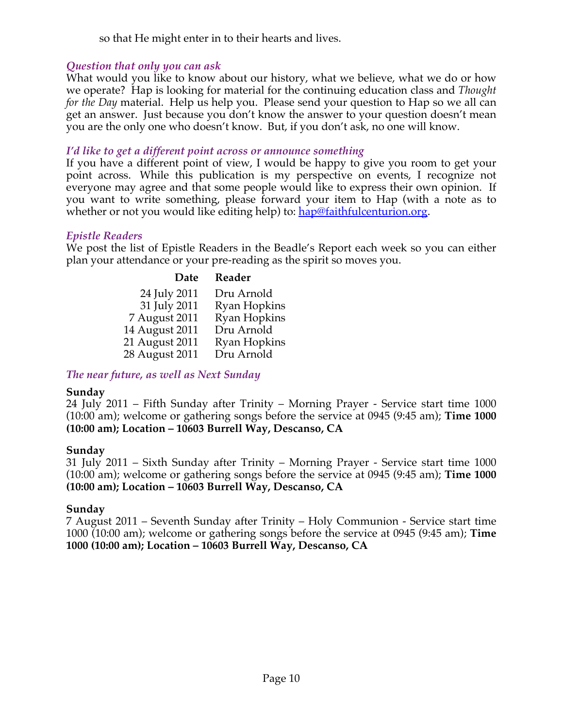so that He might enter in to their hearts and lives.

### *Question that only you can ask*

What would you like to know about our history, what we believe, what we do or how we operate? Hap is looking for material for the continuing education class and *Thought for the Day* material. Help us help you. Please send your question to Hap so we all can get an answer. Just because you don't know the answer to your question doesn't mean you are the only one who doesn't know. But, if you don't ask, no one will know.

### *I'd like to get a different point across or announce something*

If you have a different point of view, I would be happy to give you room to get your point across. While this publication is my perspective on events, I recognize not everyone may agree and that some people would like to express their own opinion. If you want to write something, please forward your item to Hap (with a note as to whether or not you would like editing help) to: hap@faithfulcenturion.org.

### *Epistle Readers*

We post the list of Epistle Readers in the Beadle's Report each week so you can either plan your attendance or your pre-reading as the spirit so moves you.

| Date | Reader |
|---:|---|
| 24 July 2011 | Dru Arnold |
| 31 July 2011 | Ryan Hopkins |
| 7 August 2011 | Ryan Hopkins |
| 14 August 2011 | Dru Arnold |
| 21 August 2011 | Ryan Hopkins |
| 28 August 2011 | Dru Arnold |

### *The near future, as well as Next Sunday*

**Sunday**
24 July 2011 – Fifth Sunday after Trinity – Morning Prayer - Service start time 1000 (10:00 am); welcome or gathering songs before the service at 0945 (9:45 am); **Time 1000 (10:00 am); Location – 10603 Burrell Way, Descanso, CA**

**Sunday**
31 July 2011 – Sixth Sunday after Trinity – Morning Prayer - Service start time 1000 (10:00 am); welcome or gathering songs before the service at 0945 (9:45 am); **Time 1000 (10:00 am); Location – 10603 Burrell Way, Descanso, CA**

**Sunday**
7 August 2011 – Seventh Sunday after Trinity – Holy Communion - Service start time 1000 (10:00 am); welcome or gathering songs before the service at 0945 (9:45 am); **Time 1000 (10:00 am); Location – 10603 Burrell Way, Descanso, CA**